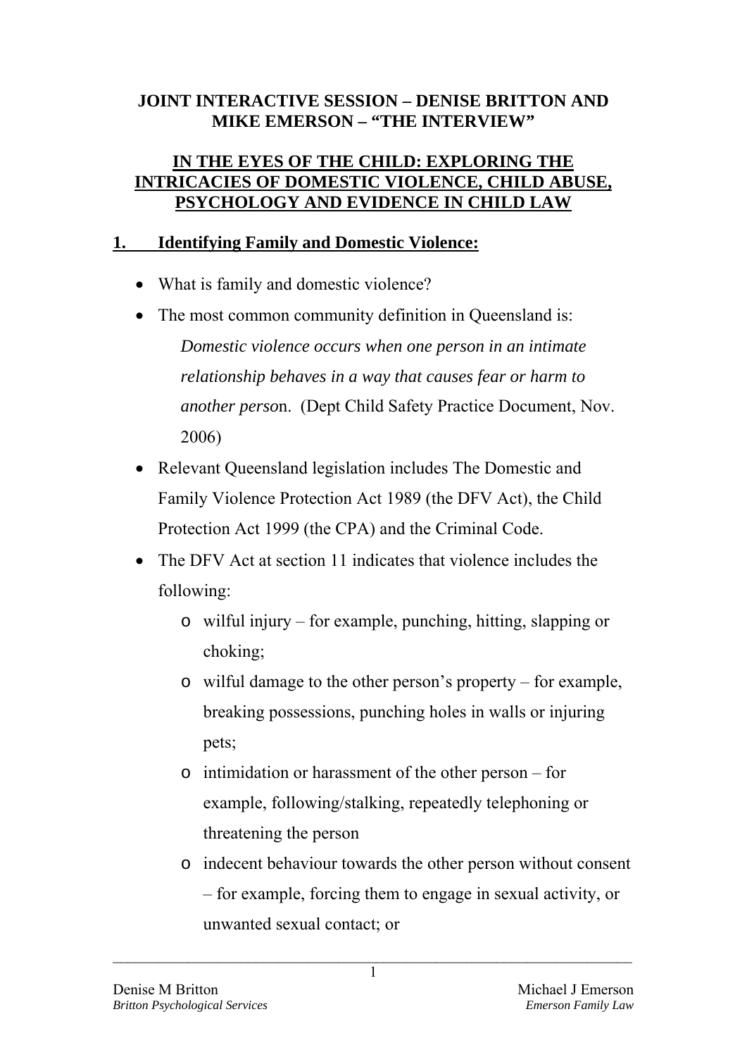**JOINT INTERACTIVE SESSION – DENISE BRITTON AND MIKE EMERSON – "THE INTERVIEW"**

**IN THE EYES OF THE CHILD: EXPLORING THE INTRICACIES OF DOMESTIC VIOLENCE, CHILD ABUSE, PSYCHOLOGY AND EVIDENCE IN CHILD LAW**

## 1. Identifying Family and Domestic Violence:

- What is family and domestic violence?
- The most common community definition in Queensland is:

  *Domestic violence occurs when one person in an intimate relationship behaves in a way that causes fear or harm to another perso*n. (Dept Child Safety Practice Document, Nov. 2006)
- Relevant Queensland legislation includes The Domestic and Family Violence Protection Act 1989 (the DFV Act), the Child Protection Act 1999 (the CPA) and the Criminal Code.
- The DFV Act at section 11 indicates that violence includes the following:
  - wilful injury – for example, punching, hitting, slapping or choking;
  - wilful damage to the other person's property – for example, breaking possessions, punching holes in walls or injuring pets;
  - intimidation or harassment of the other person – for example, following/stalking, repeatedly telephoning or threatening the person
  - indecent behaviour towards the other person without consent – for example, forcing them to engage in sexual activity, or unwanted sexual contact; or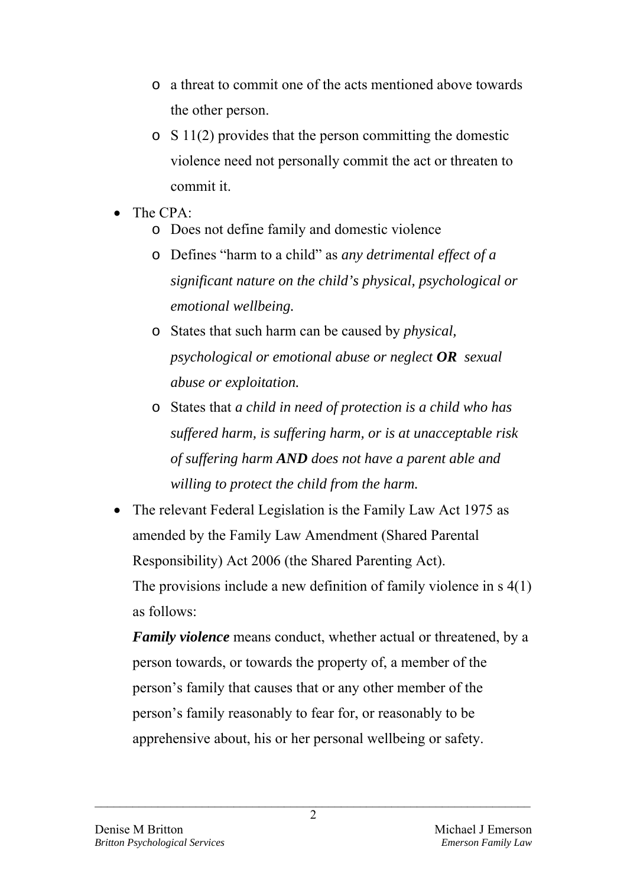- a threat to commit one of the acts mentioned above towards the other person.
    - S 11(2) provides that the person committing the domestic violence need not personally commit the act or threaten to commit it.
- The CPA:
    - Does not define family and domestic violence
    - Defines "harm to a child" as *any detrimental effect of a significant nature on the child's physical, psychological or emotional wellbeing.*
    - States that such harm can be caused by *physical, psychological or emotional abuse or neglect **OR** sexual abuse or exploitation.*
    - States that *a child in need of protection is a child who has suffered harm, is suffering harm, or is at unacceptable risk of suffering harm **AND** does not have a parent able and willing to protect the child from the harm.*
- The relevant Federal Legislation is the Family Law Act 1975 as amended by the Family Law Amendment (Shared Parental Responsibility) Act 2006 (the Shared Parenting Act).

  The provisions include a new definition of family violence in s 4(1) as follows:

  ***Family violence*** means conduct, whether actual or threatened, by a person towards, or towards the property of, a member of the person's family that causes that or any other member of the person's family reasonably to fear for, or reasonably to be apprehensive about, his or her personal wellbeing or safety.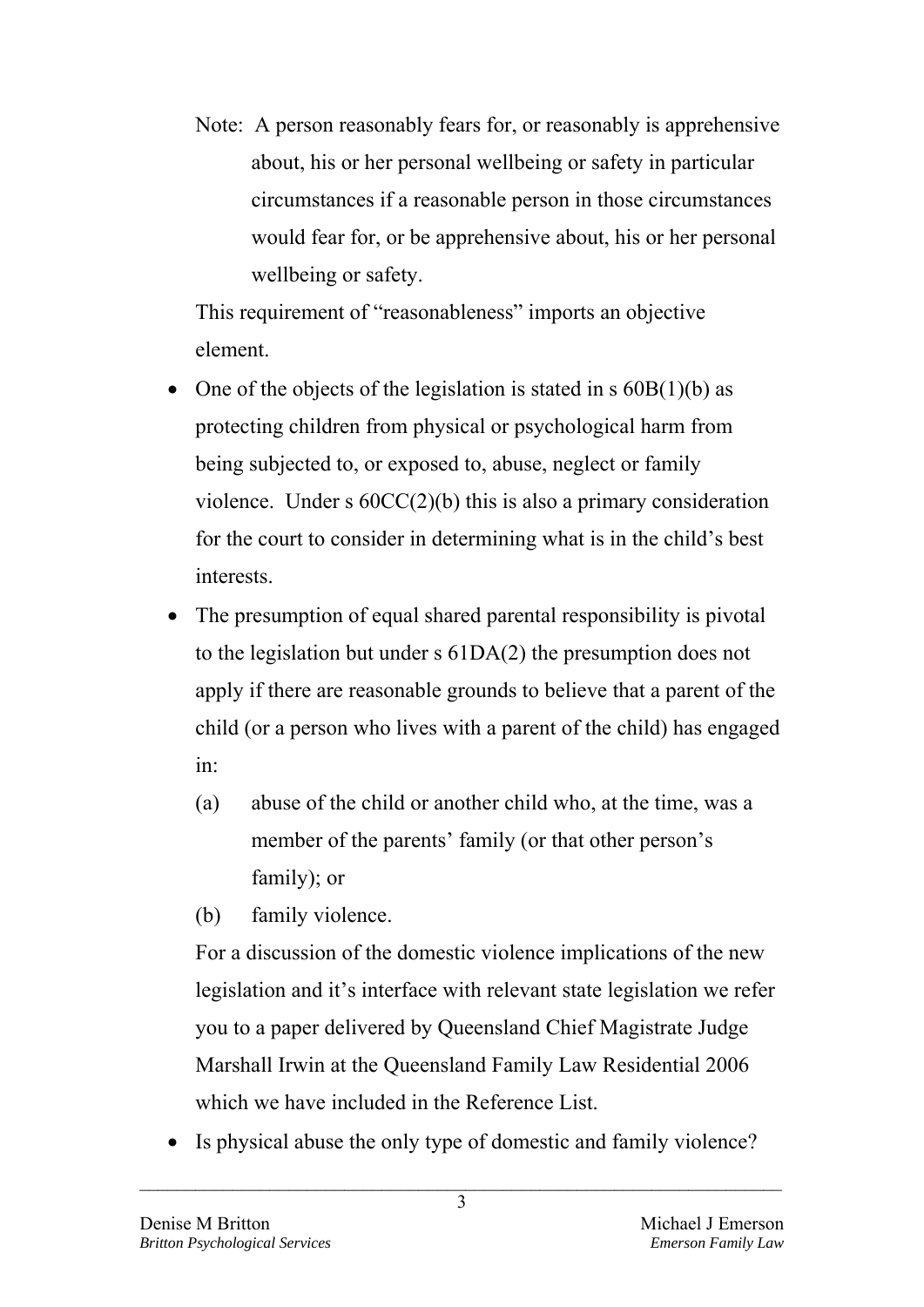Note: A person reasonably fears for, or reasonably is apprehensive about, his or her personal wellbeing or safety in particular circumstances if a reasonable person in those circumstances would fear for, or be apprehensive about, his or her personal wellbeing or safety.

This requirement of "reasonableness" imports an objective element.

- One of the objects of the legislation is stated in s 60B(1)(b) as protecting children from physical or psychological harm from being subjected to, or exposed to, abuse, neglect or family violence. Under s 60CC(2)(b) this is also a primary consideration for the court to consider in determining what is in the child's best interests.
- The presumption of equal shared parental responsibility is pivotal to the legislation but under s 61DA(2) the presumption does not apply if there are reasonable grounds to believe that a parent of the child (or a person who lives with a parent of the child) has engaged in:
  - (a) abuse of the child or another child who, at the time, was a member of the parents' family (or that other person's family); or
  - (b) family violence.

  For a discussion of the domestic violence implications of the new legislation and it's interface with relevant state legislation we refer you to a paper delivered by Queensland Chief Magistrate Judge Marshall Irwin at the Queensland Family Law Residential 2006 which we have included in the Reference List.
- Is physical abuse the only type of domestic and family violence?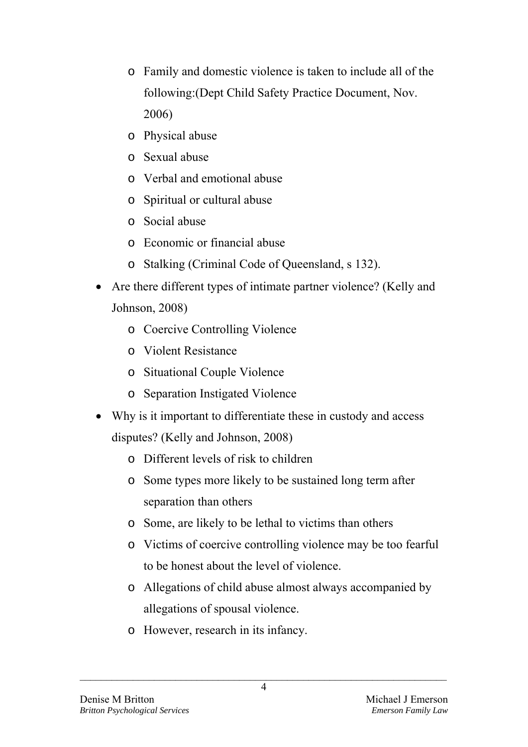- Family and domestic violence is taken to include all of the following:(Dept Child Safety Practice Document, Nov. 2006)
- Physical abuse
- Sexual abuse
- Verbal and emotional abuse
- Spiritual or cultural abuse
- Social abuse
- Economic or financial abuse
- Stalking (Criminal Code of Queensland, s 132).

- Are there different types of intimate partner violence? (Kelly and Johnson, 2008)
    - Coercive Controlling Violence
    - Violent Resistance
    - Situational Couple Violence
    - Separation Instigated Violence
- Why is it important to differentiate these in custody and access disputes? (Kelly and Johnson, 2008)
    - Different levels of risk to children
    - Some types more likely to be sustained long term after separation than others
    - Some, are likely to be lethal to victims than others
    - Victims of coercive controlling violence may be too fearful to be honest about the level of violence.
    - Allegations of child abuse almost always accompanied by allegations of spousal violence.
    - However, research in its infancy.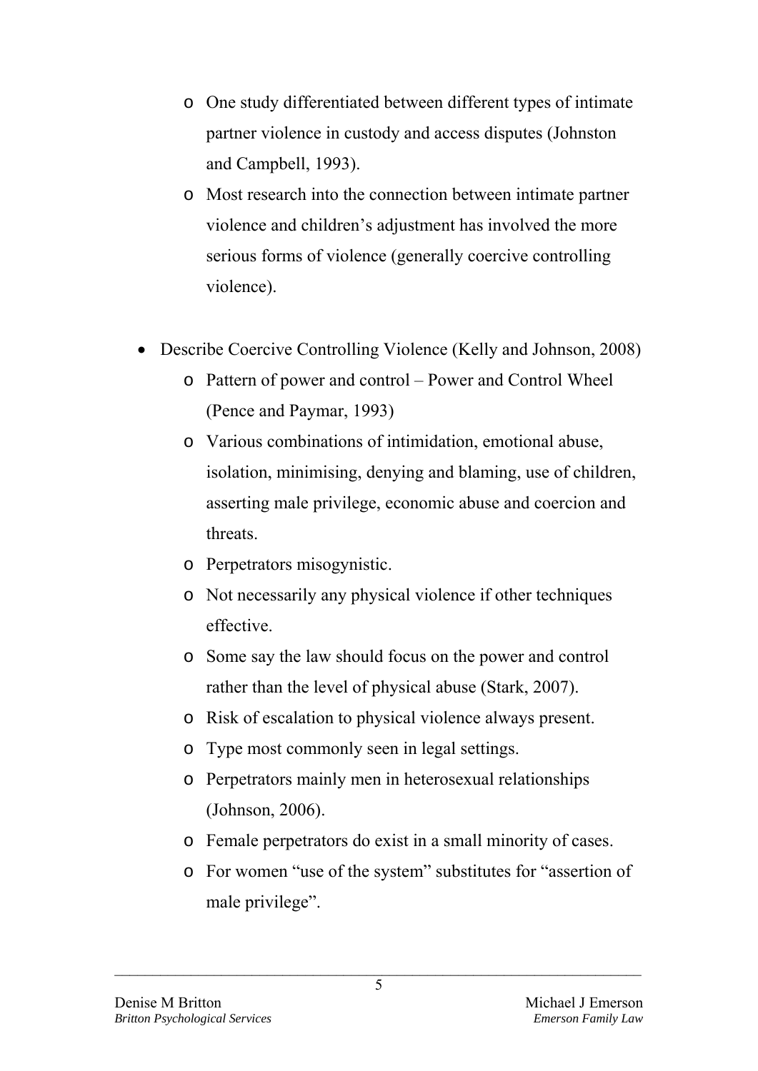- One study differentiated between different types of intimate partner violence in custody and access disputes (Johnston and Campbell, 1993).
  - Most research into the connection between intimate partner violence and children's adjustment has involved the more serious forms of violence (generally coercive controlling violence).

- Describe Coercive Controlling Violence (Kelly and Johnson, 2008)
  - Pattern of power and control – Power and Control Wheel (Pence and Paymar, 1993)
  - Various combinations of intimidation, emotional abuse, isolation, minimising, denying and blaming, use of children, asserting male privilege, economic abuse and coercion and threats.
  - Perpetrators misogynistic.
  - Not necessarily any physical violence if other techniques effective.
  - Some say the law should focus on the power and control rather than the level of physical abuse (Stark, 2007).
  - Risk of escalation to physical violence always present.
  - Type most commonly seen in legal settings.
  - Perpetrators mainly men in heterosexual relationships (Johnson, 2006).
  - Female perpetrators do exist in a small minority of cases.
  - For women "use of the system" substitutes for "assertion of male privilege".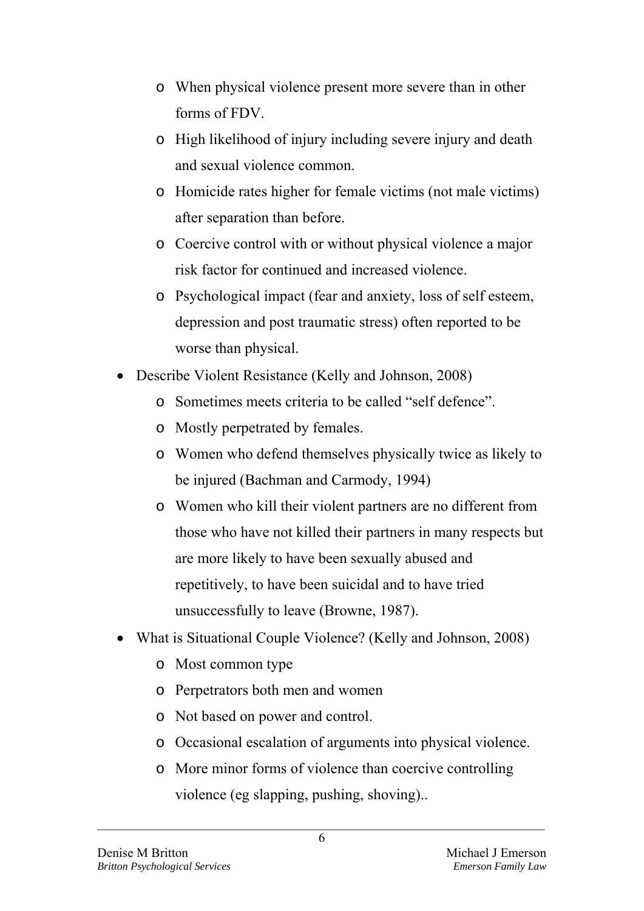- When physical violence present more severe than in other forms of FDV.
  - High likelihood of injury including severe injury and death and sexual violence common.
  - Homicide rates higher for female victims (not male victims) after separation than before.
  - Coercive control with or without physical violence a major risk factor for continued and increased violence.
  - Psychological impact (fear and anxiety, loss of self esteem, depression and post traumatic stress) often reported to be worse than physical.
- Describe Violent Resistance (Kelly and Johnson, 2008)
  - Sometimes meets criteria to be called "self defence".
  - Mostly perpetrated by females.
  - Women who defend themselves physically twice as likely to be injured (Bachman and Carmody, 1994)
  - Women who kill their violent partners are no different from those who have not killed their partners in many respects but are more likely to have been sexually abused and repetitively, to have been suicidal and to have tried unsuccessfully to leave (Browne, 1987).
- What is Situational Couple Violence? (Kelly and Johnson, 2008)
  - Most common type
  - Perpetrators both men and women
  - Not based on power and control.
  - Occasional escalation of arguments into physical violence.
  - More minor forms of violence than coercive controlling violence (eg slapping, pushing, shoving)..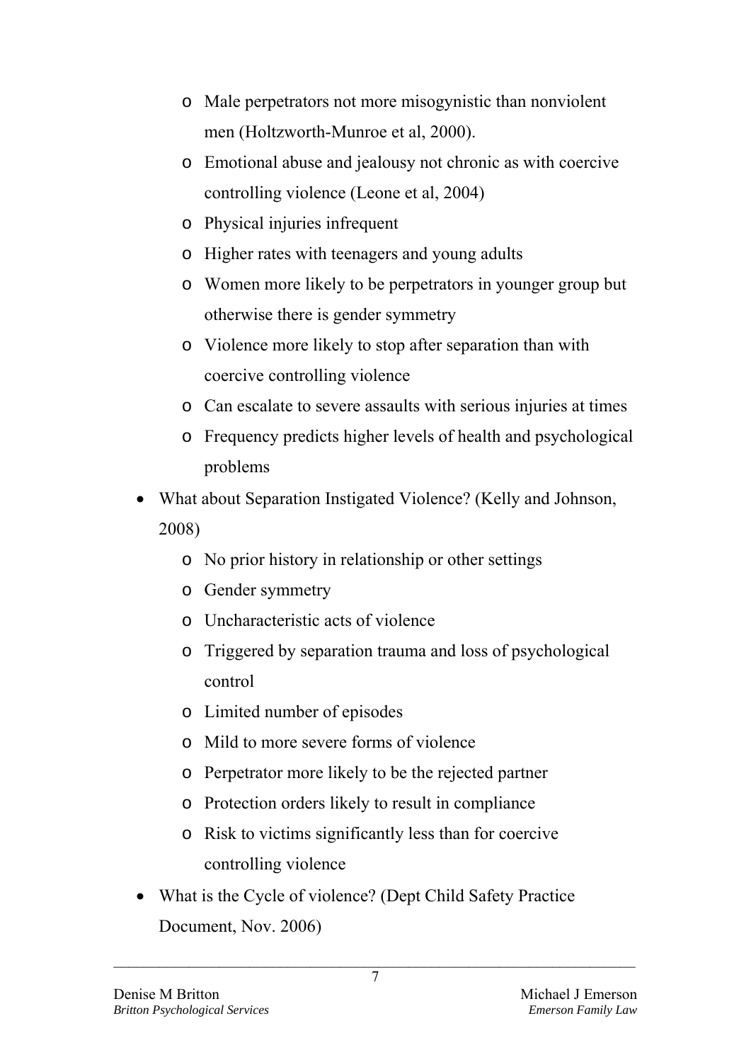- Male perpetrators not more misogynistic than nonviolent men (Holtzworth-Munroe et al, 2000).
  - Emotional abuse and jealousy not chronic as with coercive controlling violence (Leone et al, 2004)
  - Physical injuries infrequent
  - Higher rates with teenagers and young adults
  - Women more likely to be perpetrators in younger group but otherwise there is gender symmetry
  - Violence more likely to stop after separation than with coercive controlling violence
  - Can escalate to severe assaults with serious injuries at times
  - Frequency predicts higher levels of health and psychological problems

- What about Separation Instigated Violence? (Kelly and Johnson, 2008)
  - No prior history in relationship or other settings
  - Gender symmetry
  - Uncharacteristic acts of violence
  - Triggered by separation trauma and loss of psychological control
  - Limited number of episodes
  - Mild to more severe forms of violence
  - Perpetrator more likely to be the rejected partner
  - Protection orders likely to result in compliance
  - Risk to victims significantly less than for coercive controlling violence

- What is the Cycle of violence? (Dept Child Safety Practice Document, Nov. 2006)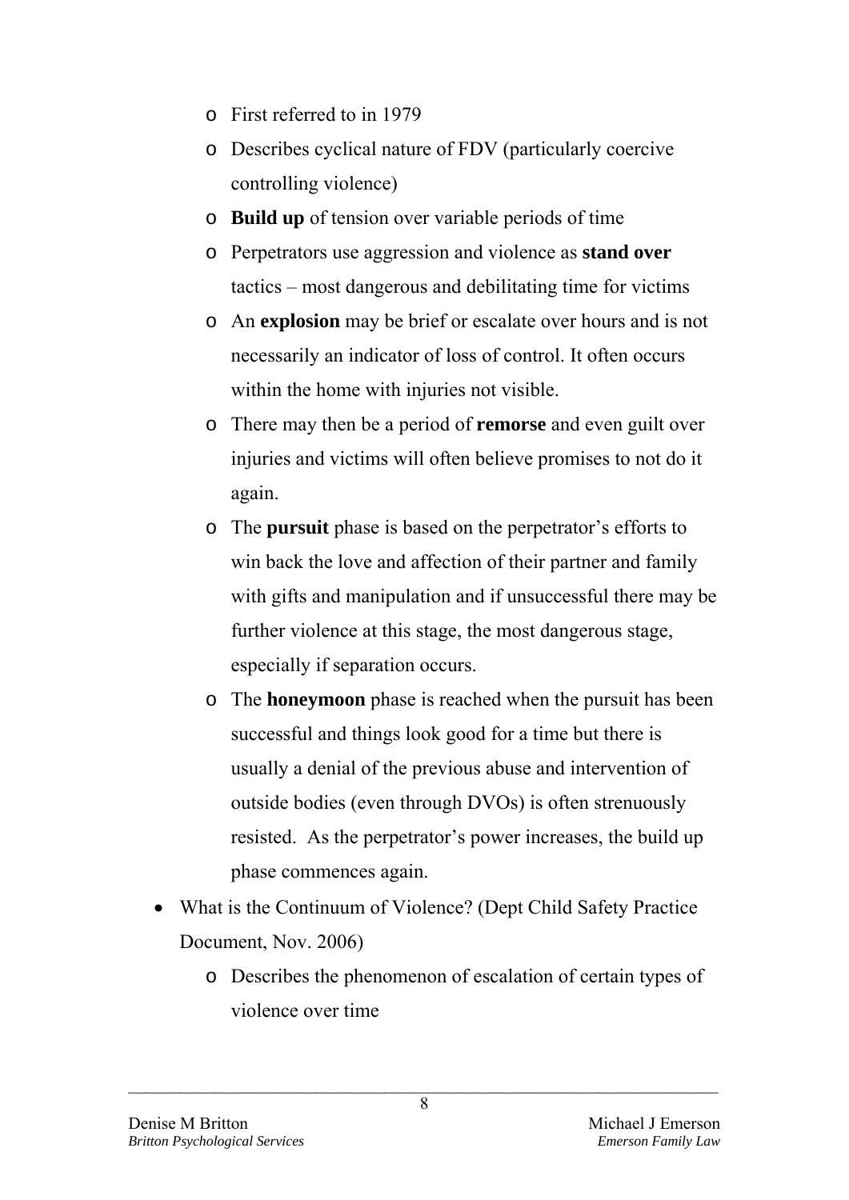- First referred to in 1979
    - Describes cyclical nature of FDV (particularly coercive controlling violence)
    - **Build up** of tension over variable periods of time
    - Perpetrators use aggression and violence as **stand over** tactics – most dangerous and debilitating time for victims
    - An **explosion** may be brief or escalate over hours and is not necessarily an indicator of loss of control. It often occurs within the home with injuries not visible.
    - There may then be a period of **remorse** and even guilt over injuries and victims will often believe promises to not do it again.
    - The **pursuit** phase is based on the perpetrator's efforts to win back the love and affection of their partner and family with gifts and manipulation and if unsuccessful there may be further violence at this stage, the most dangerous stage, especially if separation occurs.
    - The **honeymoon** phase is reached when the pursuit has been successful and things look good for a time but there is usually a denial of the previous abuse and intervention of outside bodies (even through DVOs) is often strenuously resisted. As the perpetrator's power increases, the build up phase commences again.
- What is the Continuum of Violence? (Dept Child Safety Practice Document, Nov. 2006)
    - Describes the phenomenon of escalation of certain types of violence over time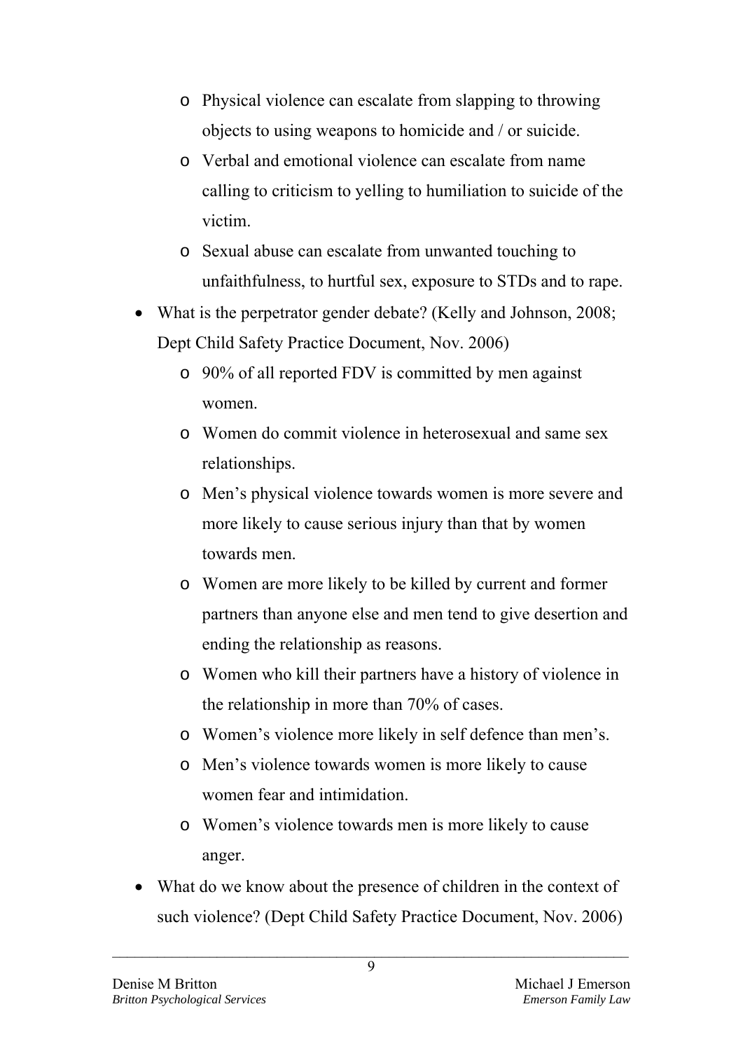- Physical violence can escalate from slapping to throwing objects to using weapons to homicide and / or suicide.
  - Verbal and emotional violence can escalate from name calling to criticism to yelling to humiliation to suicide of the victim.
  - Sexual abuse can escalate from unwanted touching to unfaithfulness, to hurtful sex, exposure to STDs and to rape.
- What is the perpetrator gender debate? (Kelly and Johnson, 2008; Dept Child Safety Practice Document, Nov. 2006)
  - 90% of all reported FDV is committed by men against women.
  - Women do commit violence in heterosexual and same sex relationships.
  - Men's physical violence towards women is more severe and more likely to cause serious injury than that by women towards men.
  - Women are more likely to be killed by current and former partners than anyone else and men tend to give desertion and ending the relationship as reasons.
  - Women who kill their partners have a history of violence in the relationship in more than 70% of cases.
  - Women's violence more likely in self defence than men's.
  - Men's violence towards women is more likely to cause women fear and intimidation.
  - Women's violence towards men is more likely to cause anger.
- What do we know about the presence of children in the context of such violence? (Dept Child Safety Practice Document, Nov. 2006)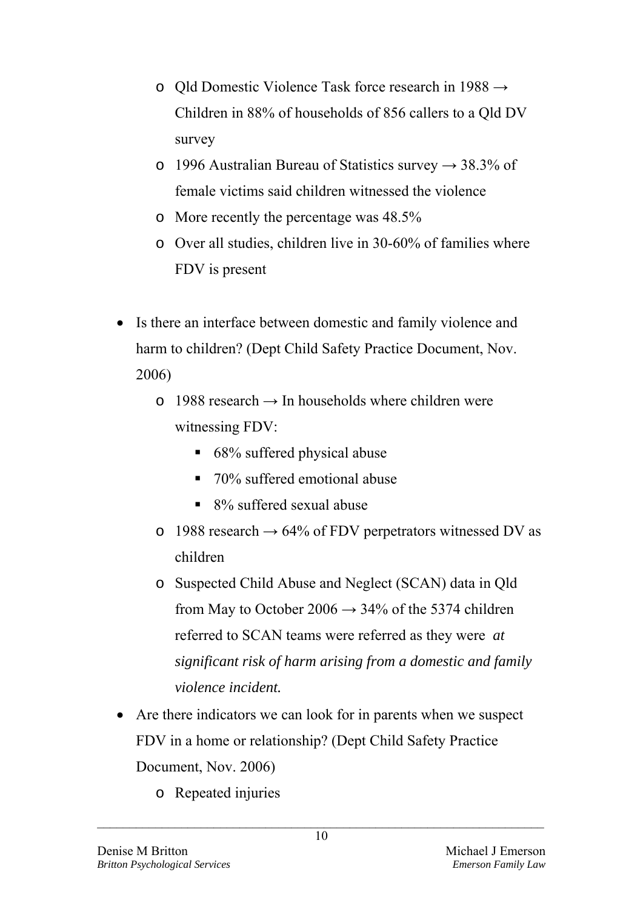- Qld Domestic Violence Task force research in 1988 → Children in 88% of households of 856 callers to a Qld DV survey
  - 1996 Australian Bureau of Statistics survey → 38.3% of female victims said children witnessed the violence
  - More recently the percentage was 48.5%
  - Over all studies, children live in 30-60% of families where FDV is present

- Is there an interface between domestic and family violence and harm to children? (Dept Child Safety Practice Document, Nov. 2006)
  - 1988 research → In households where children were witnessing FDV:
    - 68% suffered physical abuse
    - 70% suffered emotional abuse
    - 8% suffered sexual abuse
  - 1988 research → 64% of FDV perpetrators witnessed DV as children
  - Suspected Child Abuse and Neglect (SCAN) data in Qld from May to October 2006 → 34% of the 5374 children referred to SCAN teams were referred as they were *at significant risk of harm arising from a domestic and family violence incident.*
- Are there indicators we can look for in parents when we suspect FDV in a home or relationship? (Dept Child Safety Practice Document, Nov. 2006)
  - Repeated injuries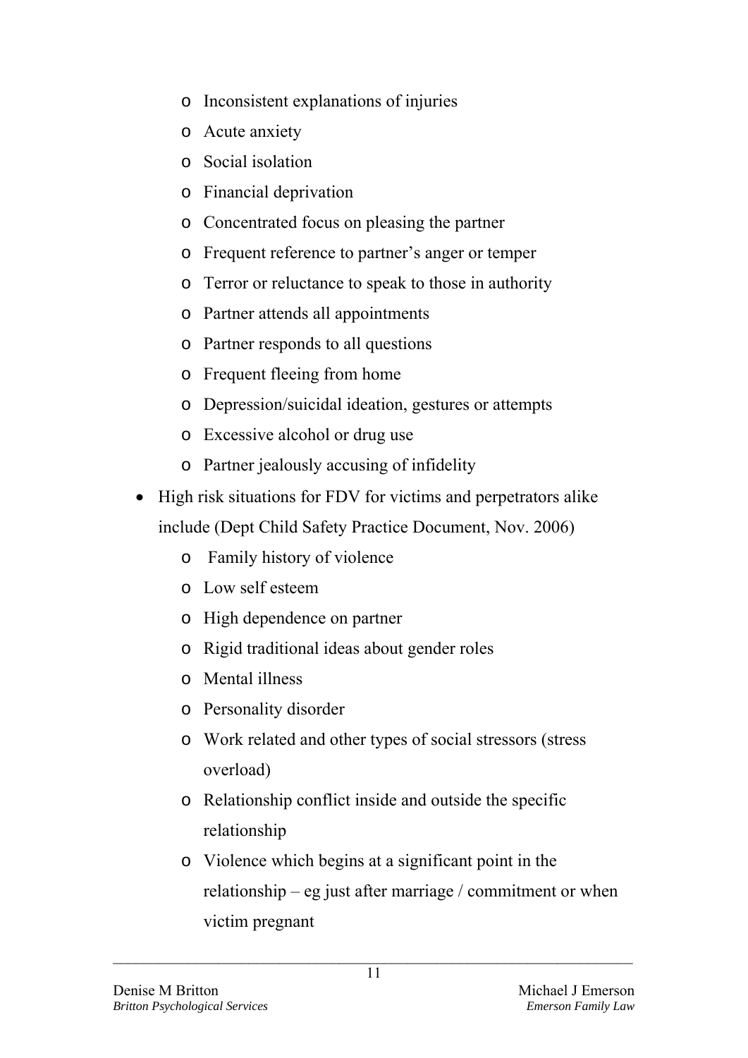- Inconsistent explanations of injuries
  - Acute anxiety
  - Social isolation
  - Financial deprivation
  - Concentrated focus on pleasing the partner
  - Frequent reference to partner's anger or temper
  - Terror or reluctance to speak to those in authority
  - Partner attends all appointments
  - Partner responds to all questions
  - Frequent fleeing from home
  - Depression/suicidal ideation, gestures or attempts
  - Excessive alcohol or drug use
  - Partner jealously accusing of infidelity
- High risk situations for FDV for victims and perpetrators alike include (Dept Child Safety Practice Document, Nov. 2006)
  - Family history of violence
  - Low self esteem
  - High dependence on partner
  - Rigid traditional ideas about gender roles
  - Mental illness
  - Personality disorder
  - Work related and other types of social stressors (stress overload)
  - Relationship conflict inside and outside the specific relationship
  - Violence which begins at a significant point in the relationship – eg just after marriage / commitment or when victim pregnant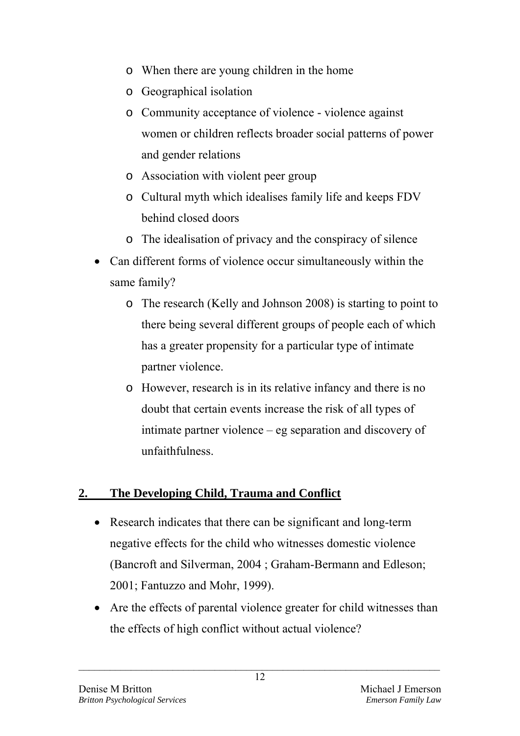- When there are young children in the home
  - Geographical isolation
  - Community acceptance of violence - violence against women or children reflects broader social patterns of power and gender relations
  - Association with violent peer group
  - Cultural myth which idealises family life and keeps FDV behind closed doors
  - The idealisation of privacy and the conspiracy of silence
- Can different forms of violence occur simultaneously within the same family?
  - The research (Kelly and Johnson 2008) is starting to point to there being several different groups of people each of which has a greater propensity for a particular type of intimate partner violence.
  - However, research is in its relative infancy and there is no doubt that certain events increase the risk of all types of intimate partner violence – eg separation and discovery of unfaithfulness.

## 2. The Developing Child, Trauma and Conflict

- Research indicates that there can be significant and long-term negative effects for the child who witnesses domestic violence (Bancroft and Silverman, 2004 ; Graham-Bermann and Edleson; 2001; Fantuzzo and Mohr, 1999).
- Are the effects of parental violence greater for child witnesses than the effects of high conflict without actual violence?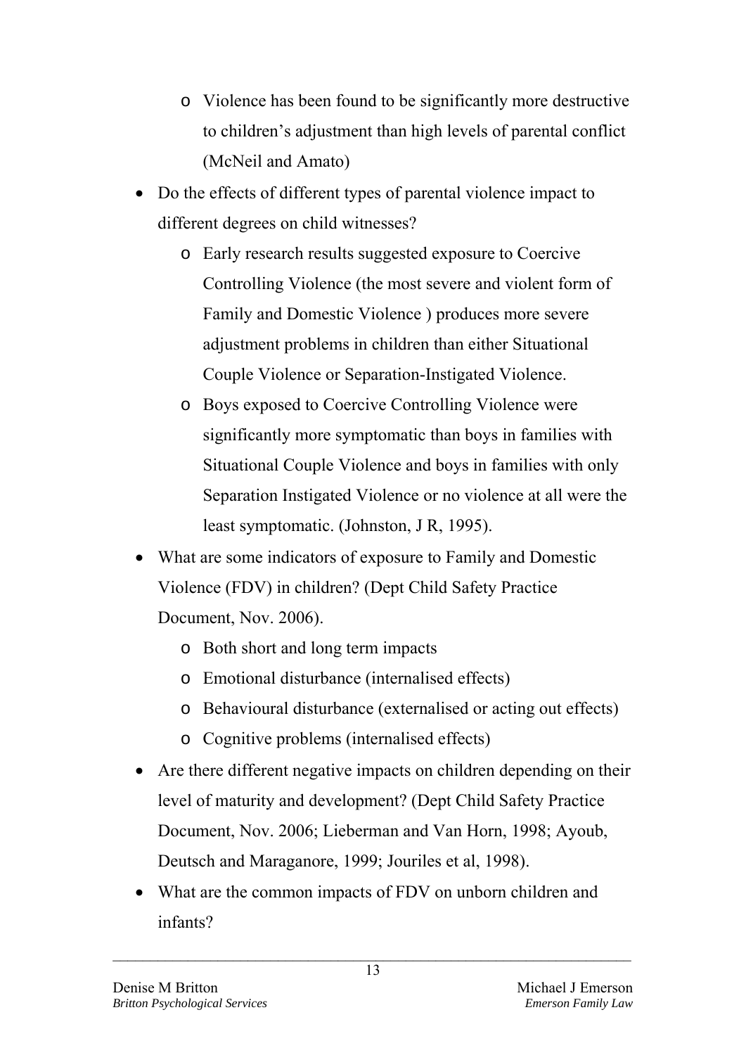- Violence has been found to be significantly more destructive to children's adjustment than high levels of parental conflict (McNeil and Amato)
- Do the effects of different types of parental violence impact to different degrees on child witnesses?
  - Early research results suggested exposure to Coercive Controlling Violence (the most severe and violent form of Family and Domestic Violence ) produces more severe adjustment problems in children than either Situational Couple Violence or Separation-Instigated Violence.
  - Boys exposed to Coercive Controlling Violence were significantly more symptomatic than boys in families with Situational Couple Violence and boys in families with only Separation Instigated Violence or no violence at all were the least symptomatic. (Johnston, J R, 1995).
- What are some indicators of exposure to Family and Domestic Violence (FDV) in children? (Dept Child Safety Practice Document, Nov. 2006).
  - Both short and long term impacts
  - Emotional disturbance (internalised effects)
  - Behavioural disturbance (externalised or acting out effects)
  - Cognitive problems (internalised effects)
- Are there different negative impacts on children depending on their level of maturity and development? (Dept Child Safety Practice Document, Nov. 2006; Lieberman and Van Horn, 1998; Ayoub, Deutsch and Maraganore, 1999; Jouriles et al, 1998).
- What are the common impacts of FDV on unborn children and infants?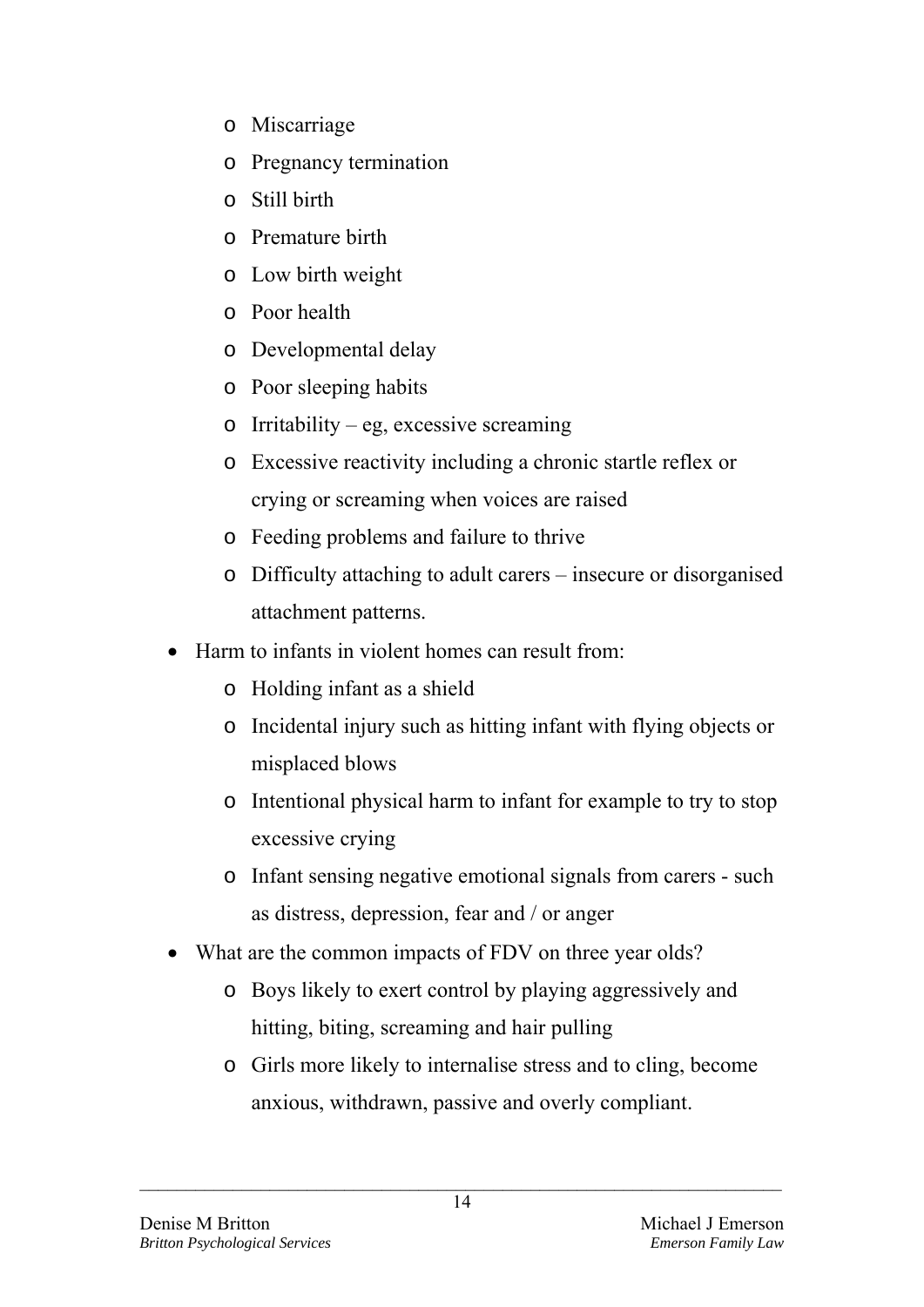- Miscarriage
  - Pregnancy termination
  - Still birth
  - Premature birth
  - Low birth weight
  - Poor health
  - Developmental delay
  - Poor sleeping habits
  - Irritability – eg, excessive screaming
  - Excessive reactivity including a chronic startle reflex or crying or screaming when voices are raised
  - Feeding problems and failure to thrive
  - Difficulty attaching to adult carers – insecure or disorganised attachment patterns.
- Harm to infants in violent homes can result from:
  - Holding infant as a shield
  - Incidental injury such as hitting infant with flying objects or misplaced blows
  - Intentional physical harm to infant for example to try to stop excessive crying
  - Infant sensing negative emotional signals from carers - such as distress, depression, fear and / or anger
- What are the common impacts of FDV on three year olds?
  - Boys likely to exert control by playing aggressively and hitting, biting, screaming and hair pulling
  - Girls more likely to internalise stress and to cling, become anxious, withdrawn, passive and overly compliant.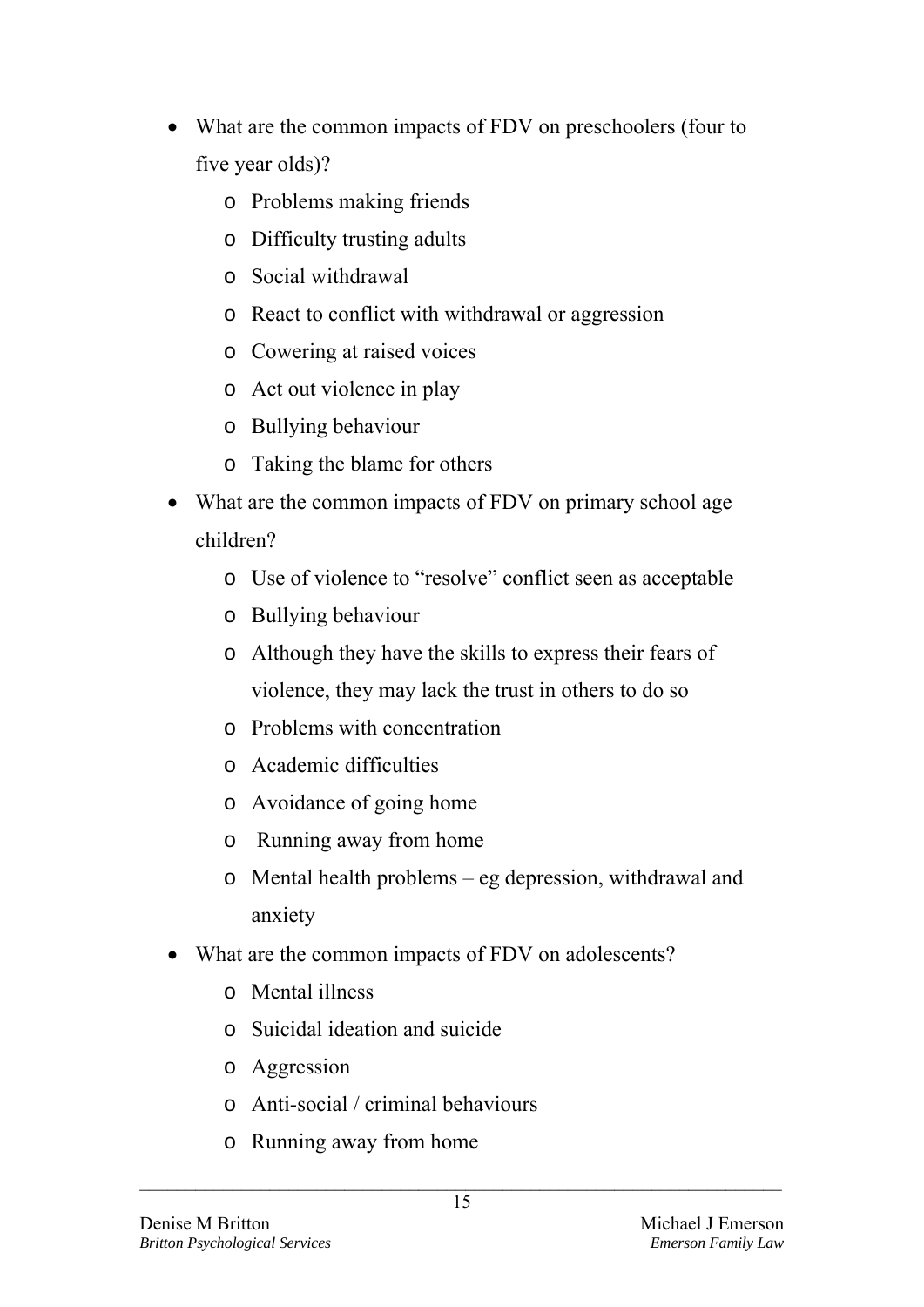- What are the common impacts of FDV on preschoolers (four to five year olds)?
    - Problems making friends
    - Difficulty trusting adults
    - Social withdrawal
    - React to conflict with withdrawal or aggression
    - Cowering at raised voices
    - Act out violence in play
    - Bullying behaviour
    - Taking the blame for others
- What are the common impacts of FDV on primary school age children?
    - Use of violence to "resolve" conflict seen as acceptable
    - Bullying behaviour
    - Although they have the skills to express their fears of violence, they may lack the trust in others to do so
    - Problems with concentration
    - Academic difficulties
    - Avoidance of going home
    - Running away from home
    - Mental health problems – eg depression, withdrawal and anxiety
- What are the common impacts of FDV on adolescents?
    - Mental illness
    - Suicidal ideation and suicide
    - Aggression
    - Anti-social / criminal behaviours
    - Running away from home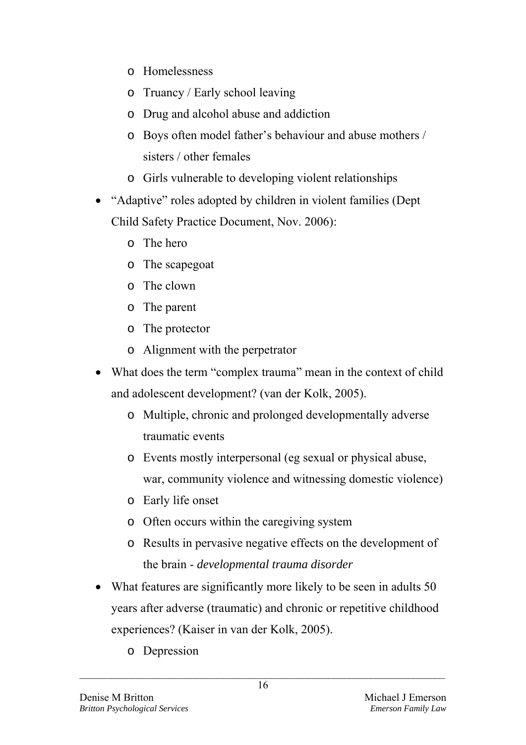- Homelessness
  - Truancy / Early school leaving
  - Drug and alcohol abuse and addiction
  - Boys often model father's behaviour and abuse mothers / sisters / other females
  - Girls vulnerable to developing violent relationships
- "Adaptive" roles adopted by children in violent families (Dept Child Safety Practice Document, Nov. 2006):
  - The hero
  - The scapegoat
  - The clown
  - The parent
  - The protector
  - Alignment with the perpetrator
- What does the term "complex trauma" mean in the context of child and adolescent development? (van der Kolk, 2005).
  - Multiple, chronic and prolonged developmentally adverse traumatic events
  - Events mostly interpersonal (eg sexual or physical abuse, war, community violence and witnessing domestic violence)
  - Early life onset
  - Often occurs within the caregiving system
  - Results in pervasive negative effects on the development of the brain - *developmental trauma disorder*
- What features are significantly more likely to be seen in adults 50 years after adverse (traumatic) and chronic or repetitive childhood experiences? (Kaiser in van der Kolk, 2005).
  - Depression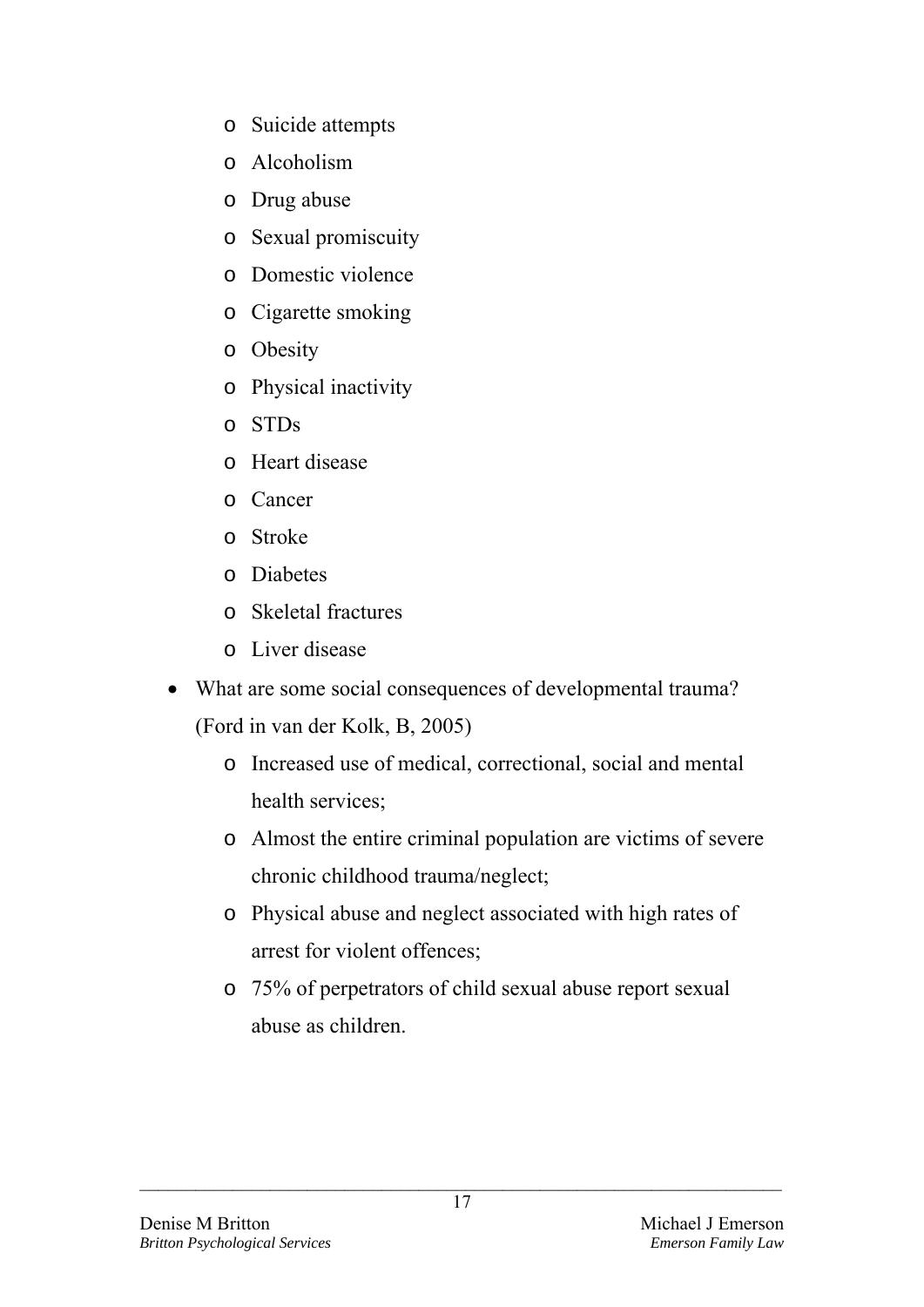- Suicide attempts
    - Alcoholism
    - Drug abuse
    - Sexual promiscuity
    - Domestic violence
    - Cigarette smoking
    - Obesity
    - Physical inactivity
    - STDs
    - Heart disease
    - Cancer
    - Stroke
    - Diabetes
    - Skeletal fractures
    - Liver disease

- What are some social consequences of developmental trauma? (Ford in van der Kolk, B, 2005)
    - Increased use of medical, correctional, social and mental health services;
    - Almost the entire criminal population are victims of severe chronic childhood trauma/neglect;
    - Physical abuse and neglect associated with high rates of arrest for violent offences;
    - 75% of perpetrators of child sexual abuse report sexual abuse as children.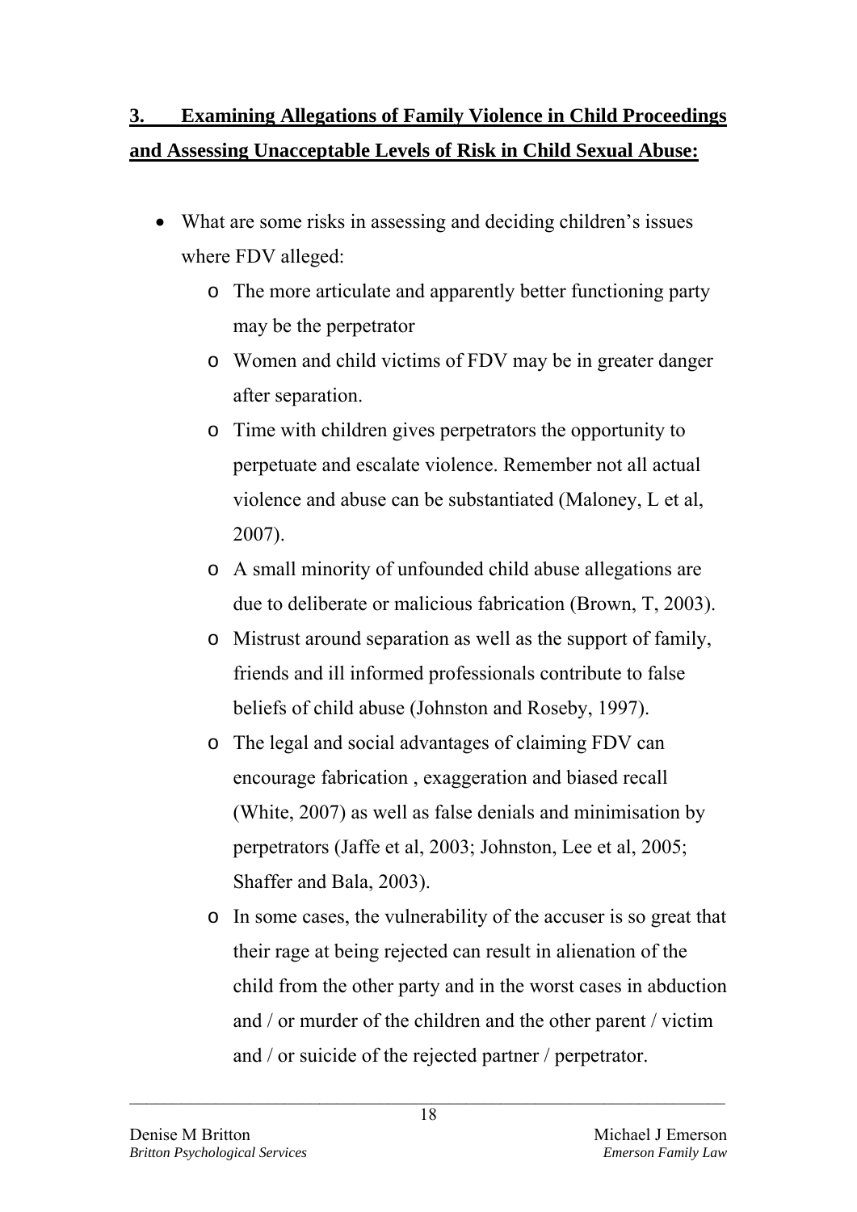## 3. Examining Allegations of Family Violence in Child Proceedings and Assessing Unacceptable Levels of Risk in Child Sexual Abuse:

- What are some risks in assessing and deciding children's issues where FDV alleged:
  - The more articulate and apparently better functioning party may be the perpetrator
  - Women and child victims of FDV may be in greater danger after separation.
  - Time with children gives perpetrators the opportunity to perpetuate and escalate violence. Remember not all actual violence and abuse can be substantiated (Maloney, L et al, 2007).
  - A small minority of unfounded child abuse allegations are due to deliberate or malicious fabrication (Brown, T, 2003).
  - Mistrust around separation as well as the support of family, friends and ill informed professionals contribute to false beliefs of child abuse (Johnston and Roseby, 1997).
  - The legal and social advantages of claiming FDV can encourage fabrication , exaggeration and biased recall (White, 2007) as well as false denials and minimisation by perpetrators (Jaffe et al, 2003; Johnston, Lee et al, 2005; Shaffer and Bala, 2003).
  - In some cases, the vulnerability of the accuser is so great that their rage at being rejected can result in alienation of the child from the other party and in the worst cases in abduction and / or murder of the children and the other parent / victim and / or suicide of the rejected partner / perpetrator.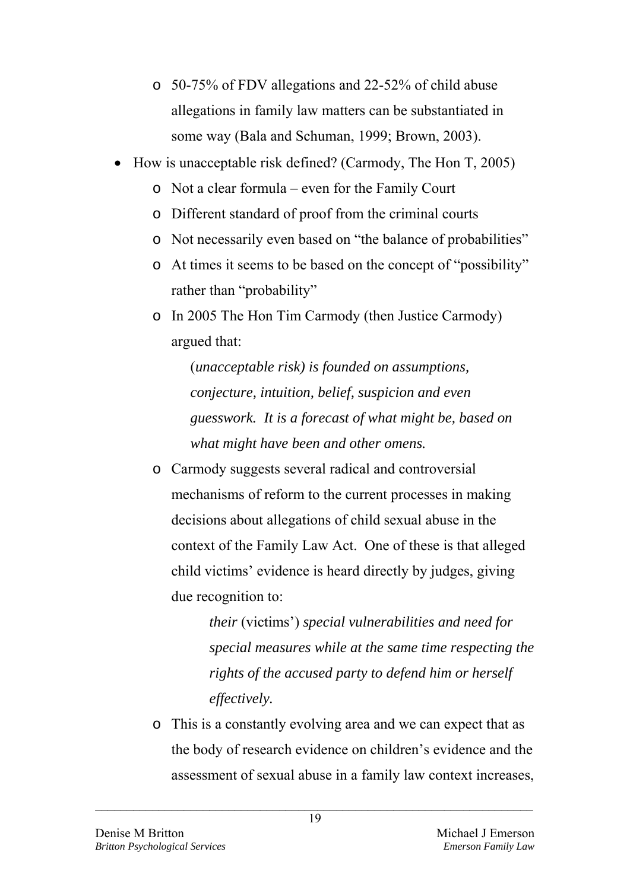- 50-75% of FDV allegations and 22-52% of child abuse allegations in family law matters can be substantiated in some way (Bala and Schuman, 1999; Brown, 2003).
- How is unacceptable risk defined? (Carmody, The Hon T, 2005)
    - Not a clear formula – even for the Family Court
    - Different standard of proof from the criminal courts
    - Not necessarily even based on "the balance of probabilities"
    - At times it seems to be based on the concept of "possibility" rather than "probability"
    - In 2005 The Hon Tim Carmody (then Justice Carmody) argued that:

      (*unacceptable risk) is founded on assumptions, conjecture, intuition, belief, suspicion and even guesswork. It is a forecast of what might be, based on what might have been and other omens.*

    - Carmody suggests several radical and controversial mechanisms of reform to the current processes in making decisions about allegations of child sexual abuse in the context of the Family Law Act. One of these is that alleged child victims' evidence is heard directly by judges, giving due recognition to:

      > *their* (victims') *special vulnerabilities and need for special measures while at the same time respecting the rights of the accused party to defend him or herself effectively.*

    - This is a constantly evolving area and we can expect that as the body of research evidence on children's evidence and the assessment of sexual abuse in a family law context increases,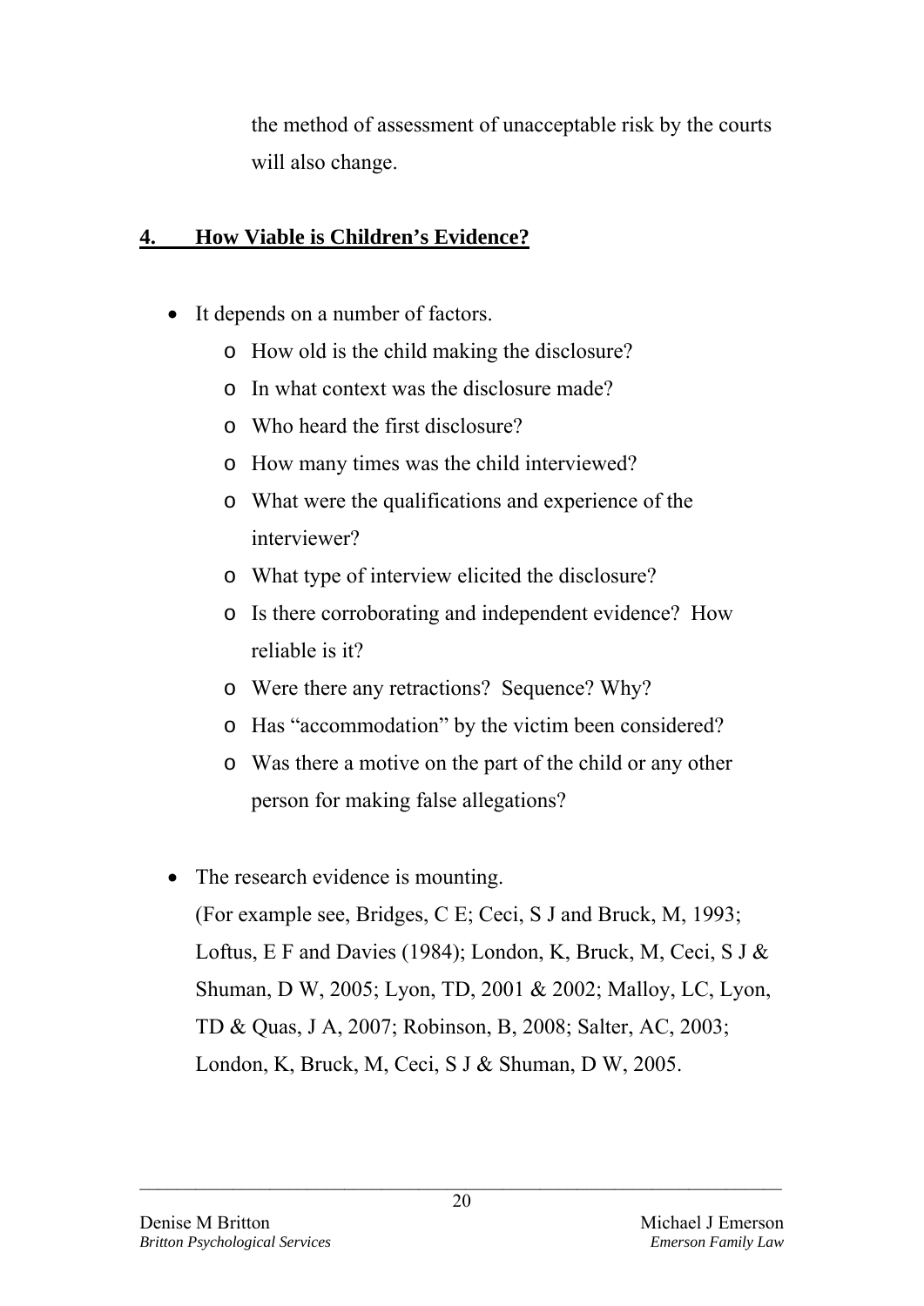the method of assessment of unacceptable risk by the courts will also change.

## 4. How Viable is Children's Evidence?

- It depends on a number of factors.
  - How old is the child making the disclosure?
  - In what context was the disclosure made?
  - Who heard the first disclosure?
  - How many times was the child interviewed?
  - What were the qualifications and experience of the interviewer?
  - What type of interview elicited the disclosure?
  - Is there corroborating and independent evidence? How reliable is it?
  - Were there any retractions? Sequence? Why?
  - Has "accommodation" by the victim been considered?
  - Was there a motive on the part of the child or any other person for making false allegations?

- The research evidence is mounting.
  (For example see, Bridges, C E; Ceci, S J and Bruck, M, 1993; Loftus, E F and Davies (1984); London, K, Bruck, M, Ceci, S J & Shuman, D W, 2005; Lyon, TD, 2001 & 2002; Malloy, LC, Lyon, TD & Quas, J A, 2007; Robinson, B, 2008; Salter, AC, 2003; London, K, Bruck, M, Ceci, S J & Shuman, D W, 2005.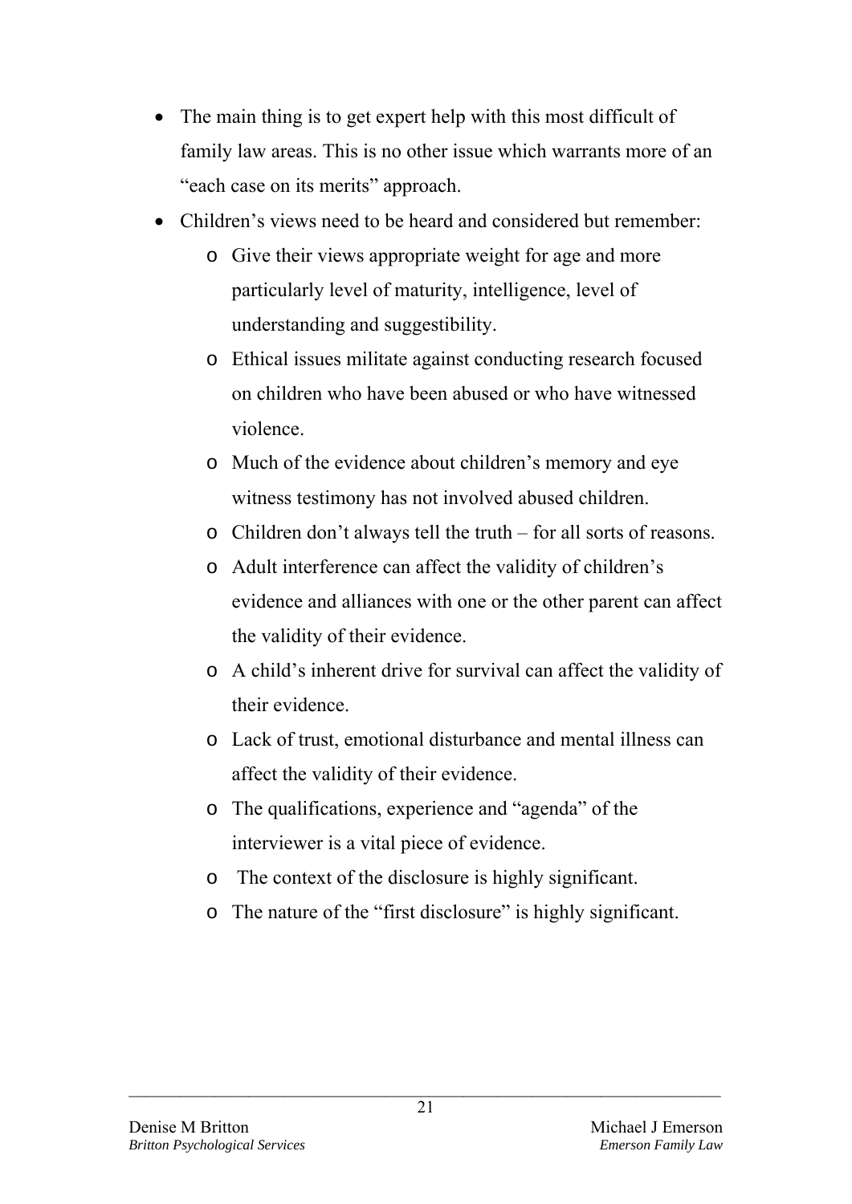- The main thing is to get expert help with this most difficult of family law areas. This is no other issue which warrants more of an "each case on its merits" approach.
- Children's views need to be heard and considered but remember:
  - Give their views appropriate weight for age and more particularly level of maturity, intelligence, level of understanding and suggestibility.
  - Ethical issues militate against conducting research focused on children who have been abused or who have witnessed violence.
  - Much of the evidence about children's memory and eye witness testimony has not involved abused children.
  - Children don't always tell the truth – for all sorts of reasons.
  - Adult interference can affect the validity of children's evidence and alliances with one or the other parent can affect the validity of their evidence.
  - A child's inherent drive for survival can affect the validity of their evidence.
  - Lack of trust, emotional disturbance and mental illness can affect the validity of their evidence.
  - The qualifications, experience and "agenda" of the interviewer is a vital piece of evidence.
  - The context of the disclosure is highly significant.
  - The nature of the "first disclosure" is highly significant.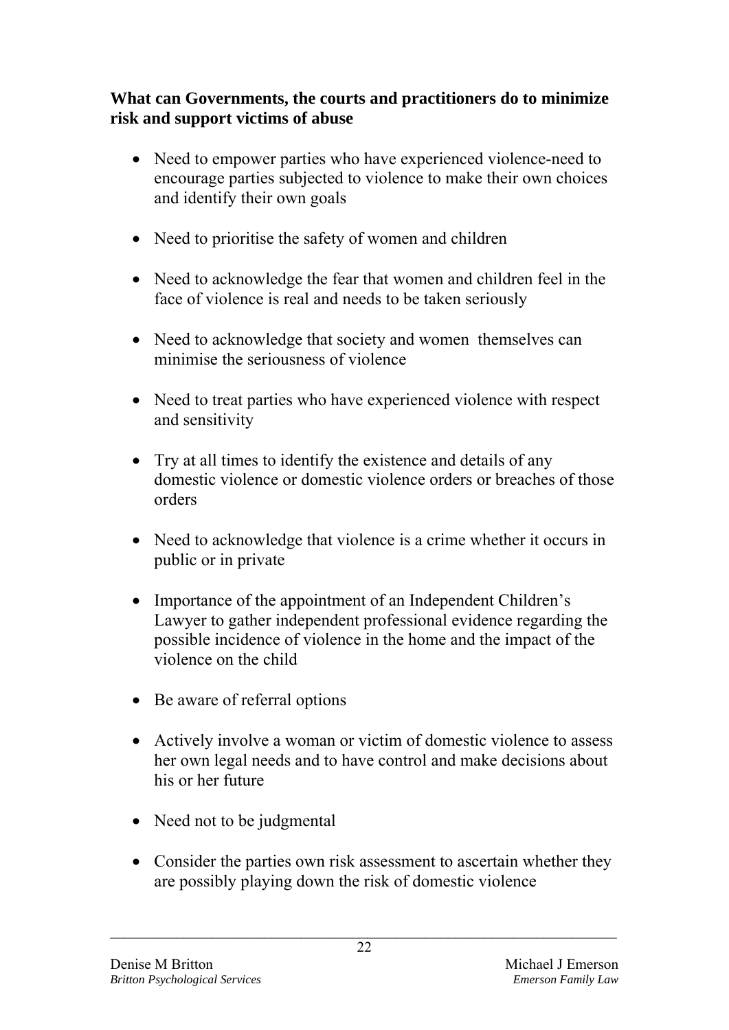**What can Governments, the courts and practitioners do to minimize risk and support victims of abuse**

- Need to empower parties who have experienced violence-need to encourage parties subjected to violence to make their own choices and identify their own goals
- Need to prioritise the safety of women and children
- Need to acknowledge the fear that women and children feel in the face of violence is real and needs to be taken seriously
- Need to acknowledge that society and women themselves can minimise the seriousness of violence
- Need to treat parties who have experienced violence with respect and sensitivity
- Try at all times to identify the existence and details of any domestic violence or domestic violence orders or breaches of those orders
- Need to acknowledge that violence is a crime whether it occurs in public or in private
- Importance of the appointment of an Independent Children's Lawyer to gather independent professional evidence regarding the possible incidence of violence in the home and the impact of the violence on the child
- Be aware of referral options
- Actively involve a woman or victim of domestic violence to assess her own legal needs and to have control and make decisions about his or her future
- Need not to be judgmental
- Consider the parties own risk assessment to ascertain whether they are possibly playing down the risk of domestic violence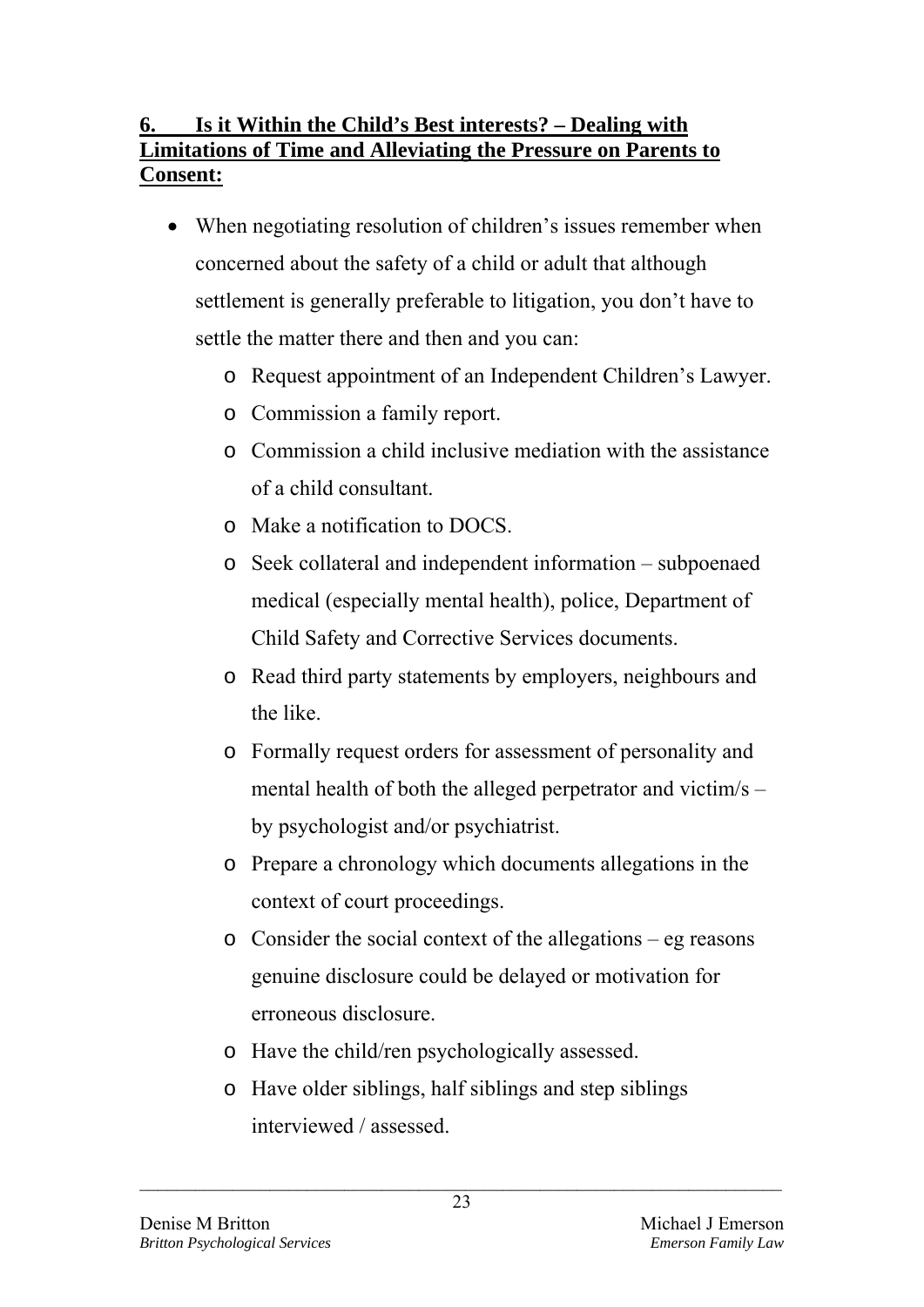## 6. Is it Within the Child's Best interests? – Dealing with Limitations of Time and Alleviating the Pressure on Parents to Consent:

- When negotiating resolution of children's issues remember when concerned about the safety of a child or adult that although settlement is generally preferable to litigation, you don't have to settle the matter there and then and you can:
  - Request appointment of an Independent Children's Lawyer.
  - Commission a family report.
  - Commission a child inclusive mediation with the assistance of a child consultant.
  - Make a notification to DOCS.
  - Seek collateral and independent information – subpoenaed medical (especially mental health), police, Department of Child Safety and Corrective Services documents.
  - Read third party statements by employers, neighbours and the like.
  - Formally request orders for assessment of personality and mental health of both the alleged perpetrator and victim/s – by psychologist and/or psychiatrist.
  - Prepare a chronology which documents allegations in the context of court proceedings.
  - Consider the social context of the allegations – eg reasons genuine disclosure could be delayed or motivation for erroneous disclosure.
  - Have the child/ren psychologically assessed.
  - Have older siblings, half siblings and step siblings interviewed / assessed.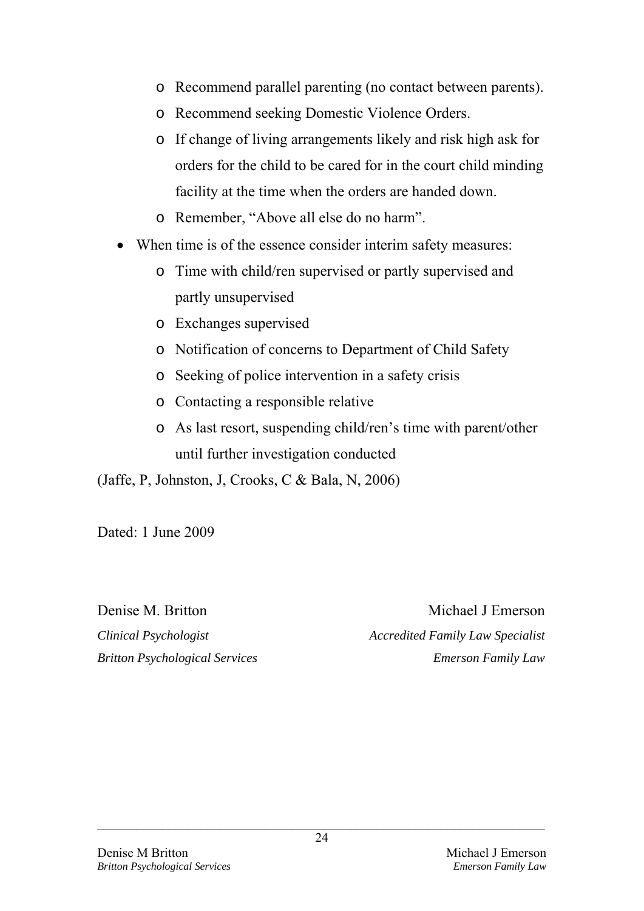- Recommend parallel parenting (no contact between parents).
    - Recommend seeking Domestic Violence Orders.
    - If change of living arrangements likely and risk high ask for orders for the child to be cared for in the court child minding facility at the time when the orders are handed down.
    - Remember, "Above all else do no harm".

- When time is of the essence consider interim safety measures:
    - Time with child/ren supervised or partly supervised and partly unsupervised
    - Exchanges supervised
    - Notification of concerns to Department of Child Safety
    - Seeking of police intervention in a safety crisis
    - Contacting a responsible relative
    - As last resort, suspending child/ren's time with parent/other until further investigation conducted

(Jaffe, P, Johnston, J, Crooks, C & Bala, N, 2006)

Dated: 1 June 2009

Denise M. Britton
*Clinical Psychologist*
*Britton Psychological Services*

Michael J Emerson
*Accredited Family Law Specialist*
*Emerson Family Law*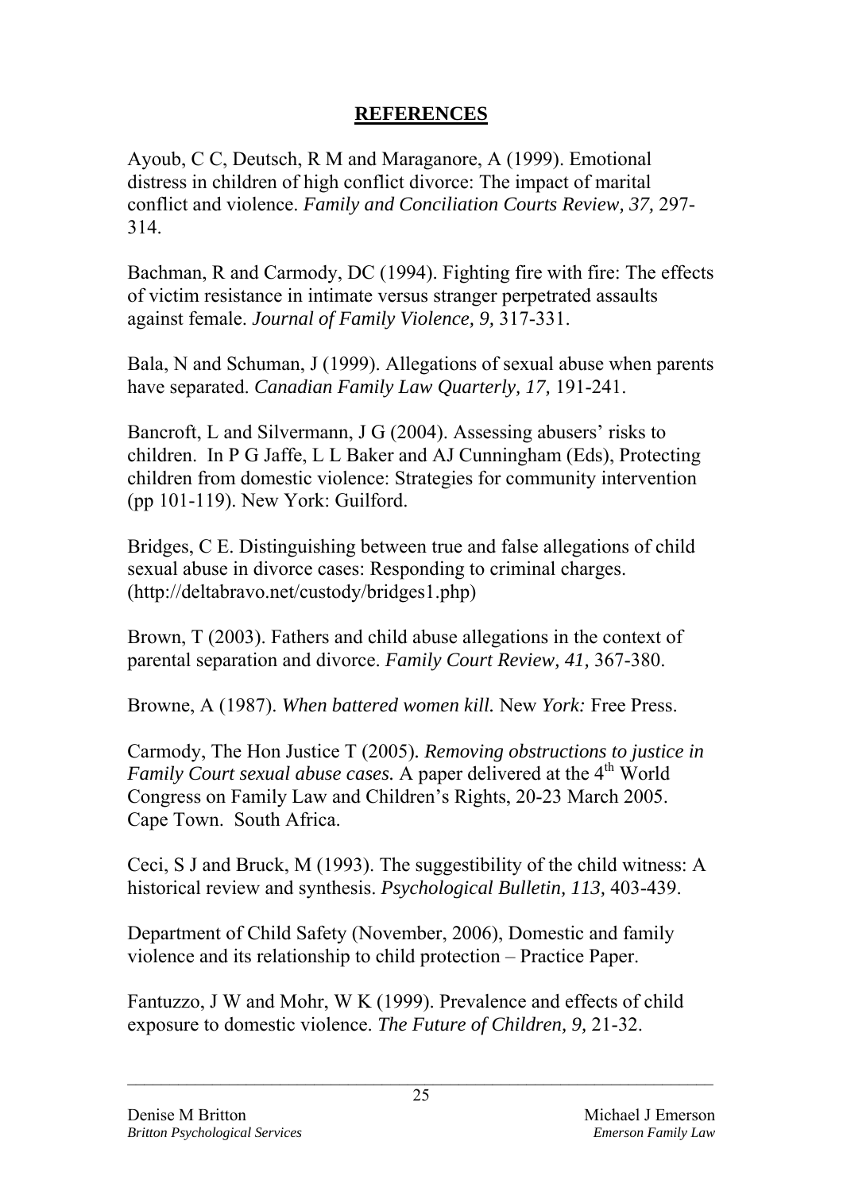# REFERENCES

Ayoub, C C, Deutsch, R M and Maraganore, A (1999). Emotional distress in children of high conflict divorce: The impact of marital conflict and violence. *Family and Conciliation Courts Review, 37,* 297-314.

Bachman, R and Carmody, DC (1994). Fighting fire with fire: The effects of victim resistance in intimate versus stranger perpetrated assaults against female. *Journal of Family Violence, 9,* 317-331.

Bala, N and Schuman, J (1999). Allegations of sexual abuse when parents have separated. *Canadian Family Law Quarterly, 17,* 191-241.

Bancroft, L and Silvermann, J G (2004). Assessing abusers' risks to children. In P G Jaffe, L L Baker and AJ Cunningham (Eds), Protecting children from domestic violence: Strategies for community intervention (pp 101-119). New York: Guilford.

Bridges, C E. Distinguishing between true and false allegations of child sexual abuse in divorce cases: Responding to criminal charges. (http://deltabravo.net/custody/bridges1.php)

Brown, T (2003). Fathers and child abuse allegations in the context of parental separation and divorce. *Family Court Review, 41,* 367-380.

Browne, A (1987). *When battered women kill.* New *York:* Free Press.

Carmody, The Hon Justice T (2005). *Removing obstructions to justice in Family Court sexual abuse cases.* A paper delivered at the 4th World Congress on Family Law and Children's Rights, 20-23 March 2005. Cape Town. South Africa.

Ceci, S J and Bruck, M (1993). The suggestibility of the child witness: A historical review and synthesis. *Psychological Bulletin, 113,* 403-439.

Department of Child Safety (November, 2006), Domestic and family violence and its relationship to child protection – Practice Paper.

Fantuzzo, J W and Mohr, W K (1999). Prevalence and effects of child exposure to domestic violence. *The Future of Children, 9,* 21-32.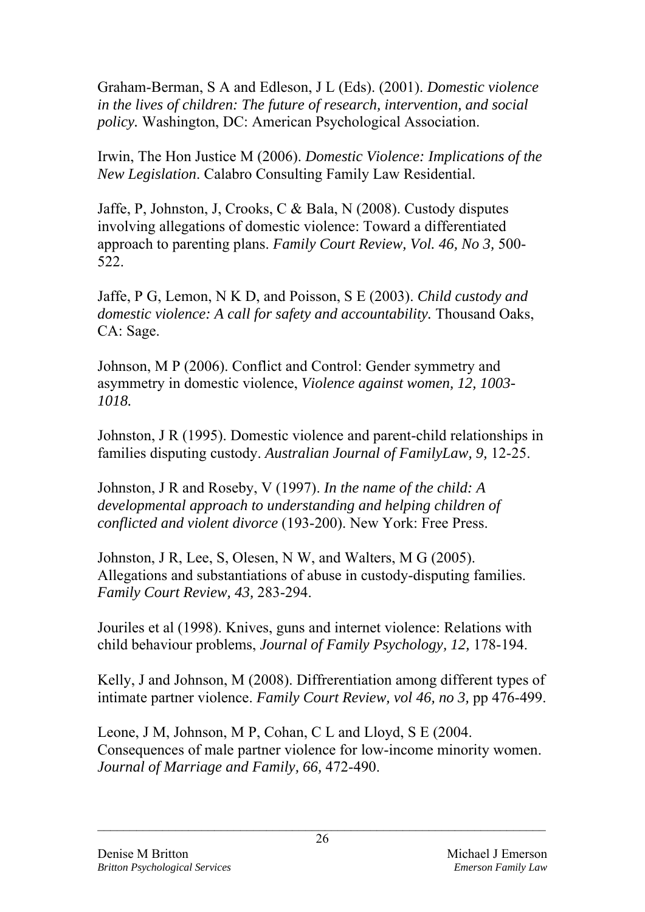Graham-Berman, S A and Edleson, J L (Eds). (2001). *Domestic violence in the lives of children: The future of research, intervention, and social policy.* Washington, DC: American Psychological Association.

Irwin, The Hon Justice M (2006). *Domestic Violence: Implications of the New Legislation*. Calabro Consulting Family Law Residential.

Jaffe, P, Johnston, J, Crooks, C & Bala, N (2008). Custody disputes involving allegations of domestic violence: Toward a differentiated approach to parenting plans. *Family Court Review, Vol. 46, No 3,* 500-522.

Jaffe, P G, Lemon, N K D, and Poisson, S E (2003). *Child custody and domestic violence: A call for safety and accountability.* Thousand Oaks, CA: Sage.

Johnson, M P (2006). Conflict and Control: Gender symmetry and asymmetry in domestic violence, *Violence against women, 12, 1003-1018.*

Johnston, J R (1995). Domestic violence and parent-child relationships in families disputing custody. *Australian Journal of FamilyLaw, 9,* 12-25.

Johnston, J R and Roseby, V (1997). *In the name of the child: A developmental approach to understanding and helping children of conflicted and violent divorce* (193-200). New York: Free Press.

Johnston, J R, Lee, S, Olesen, N W, and Walters, M G (2005). Allegations and substantiations of abuse in custody-disputing families. *Family Court Review, 43,* 283-294.

Jouriles et al (1998). Knives, guns and internet violence: Relations with child behaviour problems, *Journal of Family Psychology, 12,* 178-194.

Kelly, J and Johnson, M (2008). Diffrerentiation among different types of intimate partner violence. *Family Court Review, vol 46, no 3,* pp 476-499.

Leone, J M, Johnson, M P, Cohan, C L and Lloyd, S E (2004. Consequences of male partner violence for low-income minority women. *Journal of Marriage and Family, 66,* 472-490.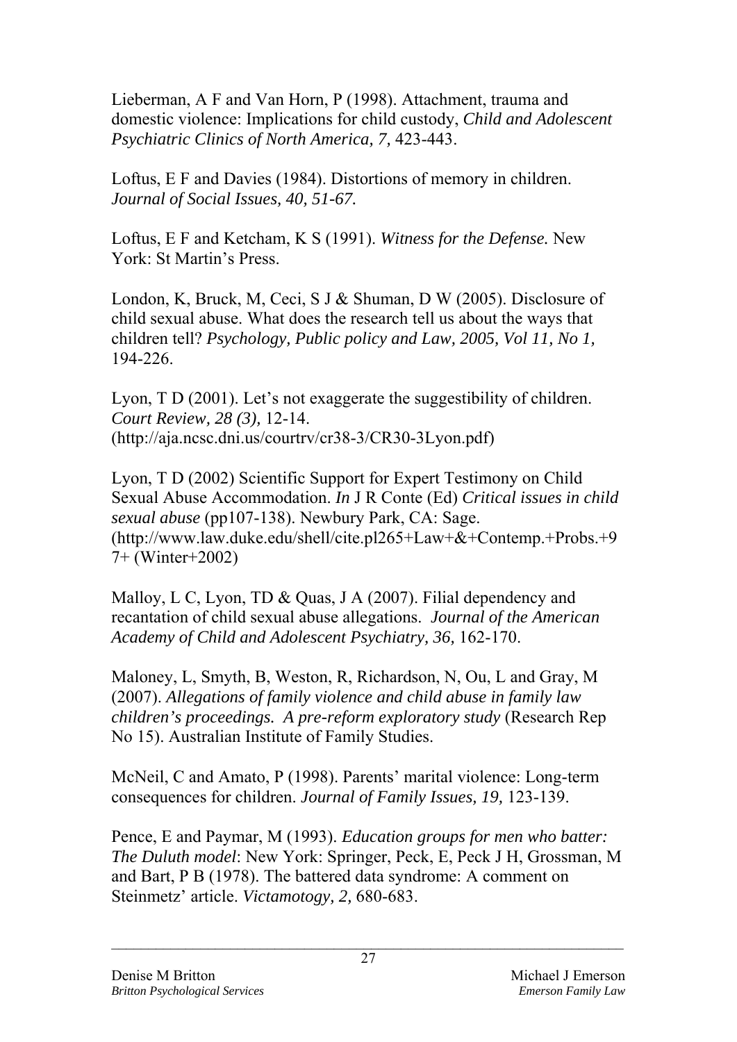Lieberman, A F and Van Horn, P (1998). Attachment, trauma and domestic violence: Implications for child custody, *Child and Adolescent Psychiatric Clinics of North America, 7,* 423-443.

Loftus, E F and Davies (1984). Distortions of memory in children. *Journal of Social Issues, 40, 51-67.*

Loftus, E F and Ketcham, K S (1991). *Witness for the Defense.* New York: St Martin's Press.

London, K, Bruck, M, Ceci, S J & Shuman, D W (2005). Disclosure of child sexual abuse. What does the research tell us about the ways that children tell? *Psychology, Public policy and Law, 2005, Vol 11, No 1,* 194-226.

Lyon, T D (2001). Let's not exaggerate the suggestibility of children. *Court Review, 28 (3),* 12-14. (http://aja.ncsc.dni.us/courtrv/cr38-3/CR30-3Lyon.pdf)

Lyon, T D (2002) Scientific Support for Expert Testimony on Child Sexual Abuse Accommodation. *In* J R Conte (Ed) *Critical issues in child sexual abuse* (pp107-138). Newbury Park, CA: Sage. (http://www.law.duke.edu/shell/cite.pl265+Law+&+Contemp.+Probs.+97+ (Winter+2002)

Malloy, L C, Lyon, TD & Quas, J A (2007). Filial dependency and recantation of child sexual abuse allegations. *Journal of the American Academy of Child and Adolescent Psychiatry, 36,* 162-170.

Maloney, L, Smyth, B, Weston, R, Richardson, N, Ou, L and Gray, M (2007). *Allegations of family violence and child abuse in family law children's proceedings. A pre-reform exploratory study* (Research Rep No 15). Australian Institute of Family Studies.

McNeil, C and Amato, P (1998). Parents' marital violence: Long-term consequences for children. *Journal of Family Issues, 19,* 123-139.

Pence, E and Paymar, M (1993). *Education groups for men who batter: The Duluth model*: New York: Springer, Peck, E, Peck J H, Grossman, M and Bart, P B (1978). The battered data syndrome: A comment on Steinmetz' article. *Victamotogy, 2,* 680-683.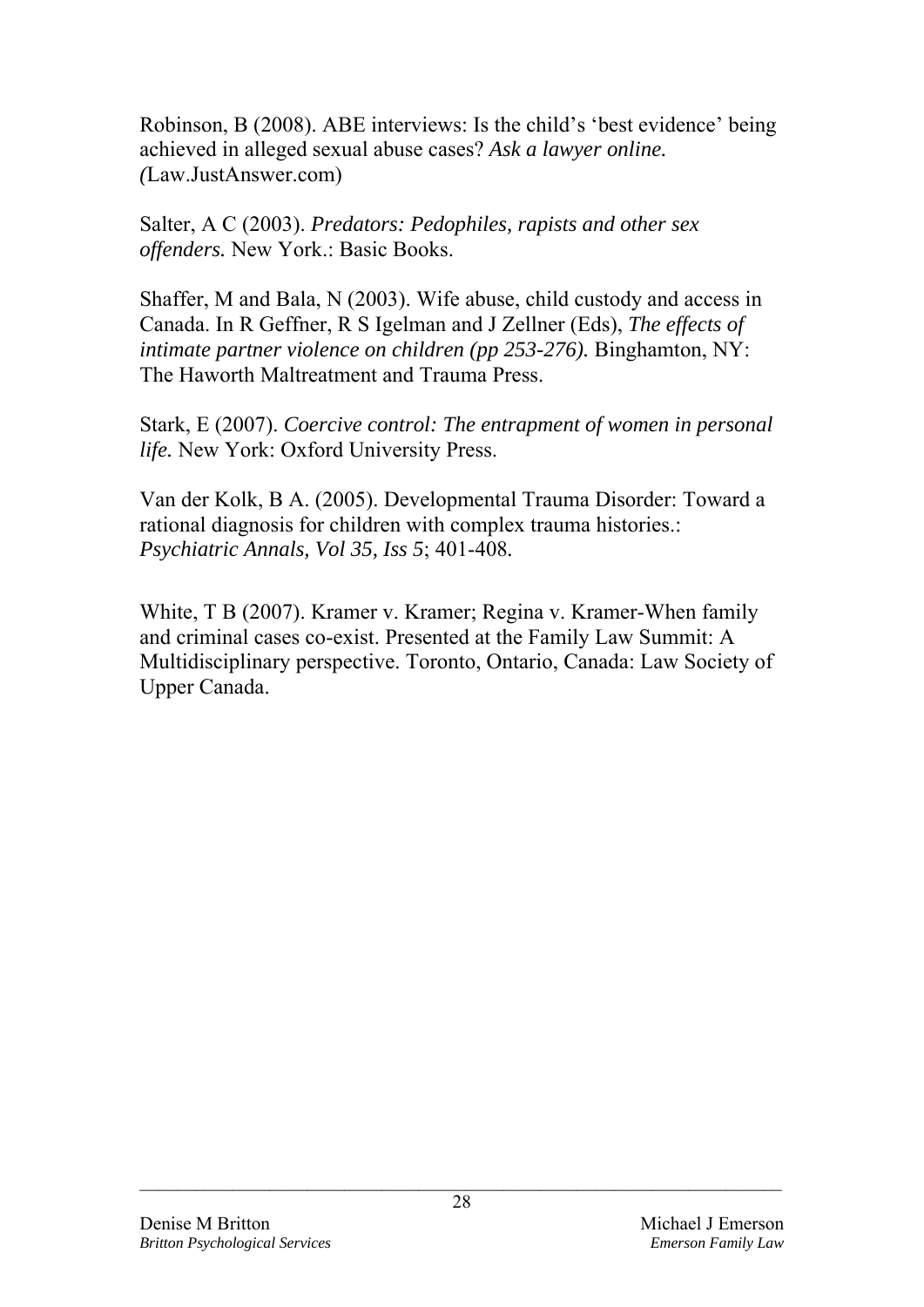Robinson, B (2008). ABE interviews: Is the child's 'best evidence' being achieved in alleged sexual abuse cases? *Ask a lawyer online. (*Law.JustAnswer.com)

Salter, A C (2003). *Predators: Pedophiles, rapists and other sex offenders.* New York.: Basic Books.

Shaffer, M and Bala, N (2003). Wife abuse, child custody and access in Canada. In R Geffner, R S Igelman and J Zellner (Eds), *The effects of intimate partner violence on children (pp 253-276).* Binghamton, NY: The Haworth Maltreatment and Trauma Press.

Stark, E (2007). *Coercive control: The entrapment of women in personal life.* New York: Oxford University Press.

Van der Kolk, B A. (2005). Developmental Trauma Disorder: Toward a rational diagnosis for children with complex trauma histories.: *Psychiatric Annals, Vol 35, Iss 5*; 401-408.

White, T B (2007). Kramer v. Kramer; Regina v. Kramer-When family and criminal cases co-exist. Presented at the Family Law Summit: A Multidisciplinary perspective. Toronto, Ontario, Canada: Law Society of Upper Canada.